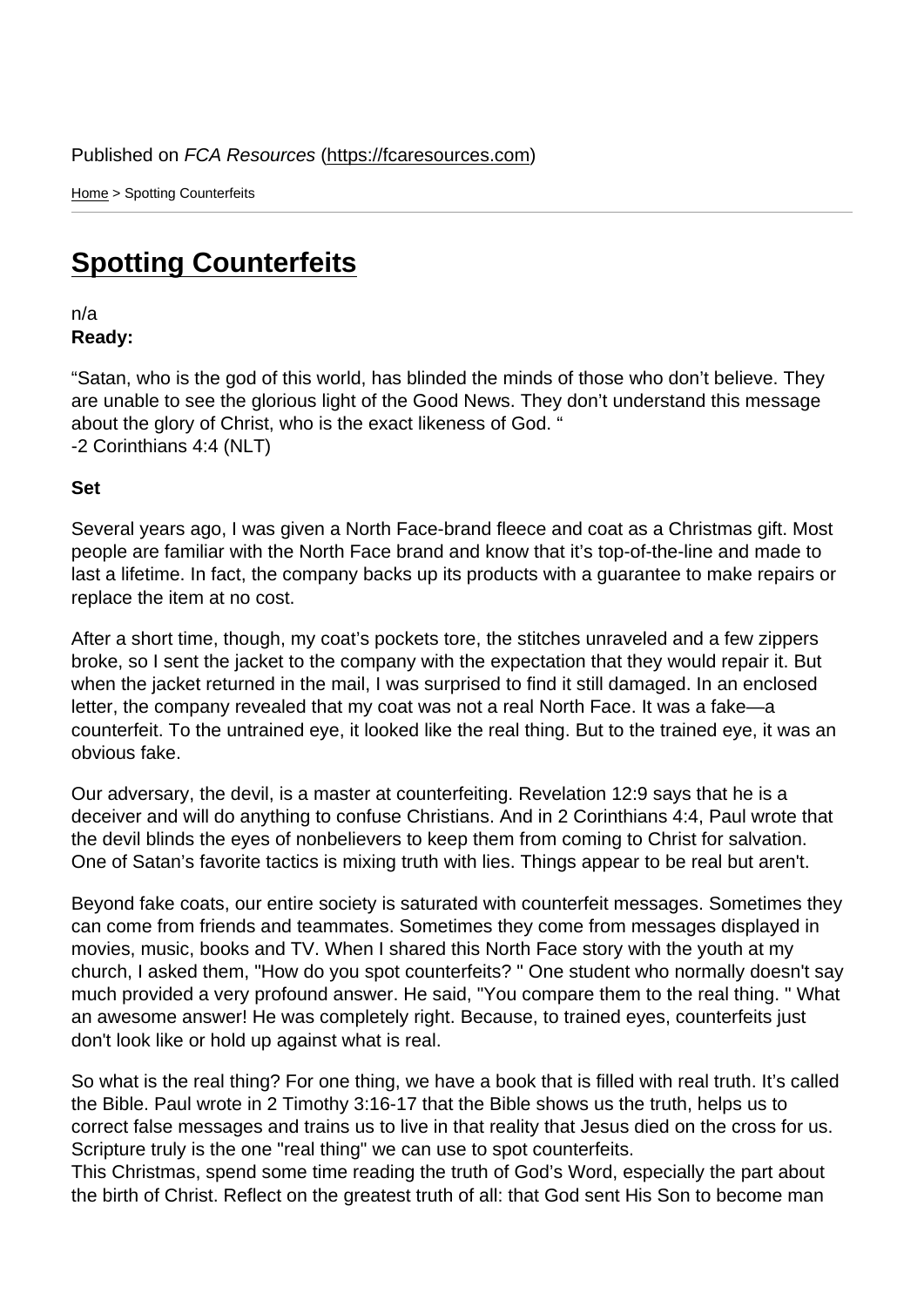Published on *FCA Resources* (https://fcaresources.com)

Home > Spotting Counterfeits

# Spotting Counterfeits

n/a

**Ready:**

“Satan, who is the god of this world, has blinded the minds of those who don’t believe. They are unable to see the glorious light of the Good News. They don’t understand this message about the glory of Christ, who is the exact likeness of God. “
-2 Corinthians 4:4 (NLT)

**Set**

Several years ago, I was given a North Face-brand fleece and coat as a Christmas gift. Most people are familiar with the North Face brand and know that it’s top-of-the-line and made to last a lifetime. In fact, the company backs up its products with a guarantee to make repairs or replace the item at no cost.

After a short time, though, my coat’s pockets tore, the stitches unraveled and a few zippers broke, so I sent the jacket to the company with the expectation that they would repair it. But when the jacket returned in the mail, I was surprised to find it still damaged. In an enclosed letter, the company revealed that my coat was not a real North Face. It was a fake—a counterfeit. To the untrained eye, it looked like the real thing. But to the trained eye, it was an obvious fake.

Our adversary, the devil, is a master at counterfeiting. Revelation 12:9 says that he is a deceiver and will do anything to confuse Christians. And in 2 Corinthians 4:4, Paul wrote that the devil blinds the eyes of nonbelievers to keep them from coming to Christ for salvation. One of Satan’s favorite tactics is mixing truth with lies. Things appear to be real but aren't.

Beyond fake coats, our entire society is saturated with counterfeit messages. Sometimes they can come from friends and teammates. Sometimes they come from messages displayed in movies, music, books and TV. When I shared this North Face story with the youth at my church, I asked them, "How do you spot counterfeits? " One student who normally doesn't say much provided a very profound answer. He said, "You compare them to the real thing. " What an awesome answer! He was completely right. Because, to trained eyes, counterfeits just don't look like or hold up against what is real.

So what is the real thing? For one thing, we have a book that is filled with real truth. It’s called the Bible. Paul wrote in 2 Timothy 3:16-17 that the Bible shows us the truth, helps us to correct false messages and trains us to live in that reality that Jesus died on the cross for us. Scripture truly is the one "real thing" we can use to spot counterfeits.
This Christmas, spend some time reading the truth of God’s Word, especially the part about the birth of Christ. Reflect on the greatest truth of all: that God sent His Son to become man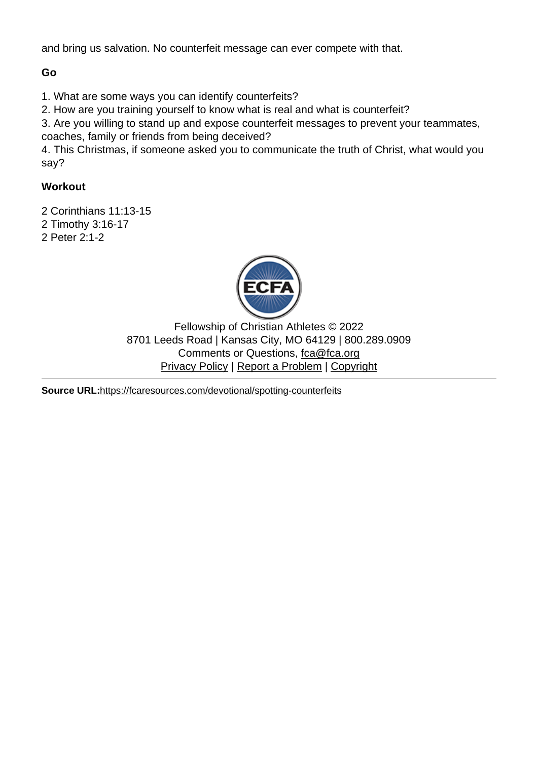and bring us salvation. No counterfeit message can ever compete with that.

**Go**

1. What are some ways you can identify counterfeits?
2. How are you training yourself to know what is real and what is counterfeit?
3. Are you willing to stand up and expose counterfeit messages to prevent your teammates, coaches, family or friends from being deceived?
4. This Christmas, if someone asked you to communicate the truth of Christ, what would you say?

**Workout**

2 Corinthians 11:13-15
2 Timothy 3:16-17
2 Peter 2:1-2

Fellowship of Christian Athletes © 2022
8701 Leeds Road | Kansas City, MO 64129 | 800.289.0909
Comments or Questions, fca@fca.org
Privacy Policy | Report a Problem | Copyright

**Source URL:**https://fcaresources.com/devotional/spotting-counterfeits